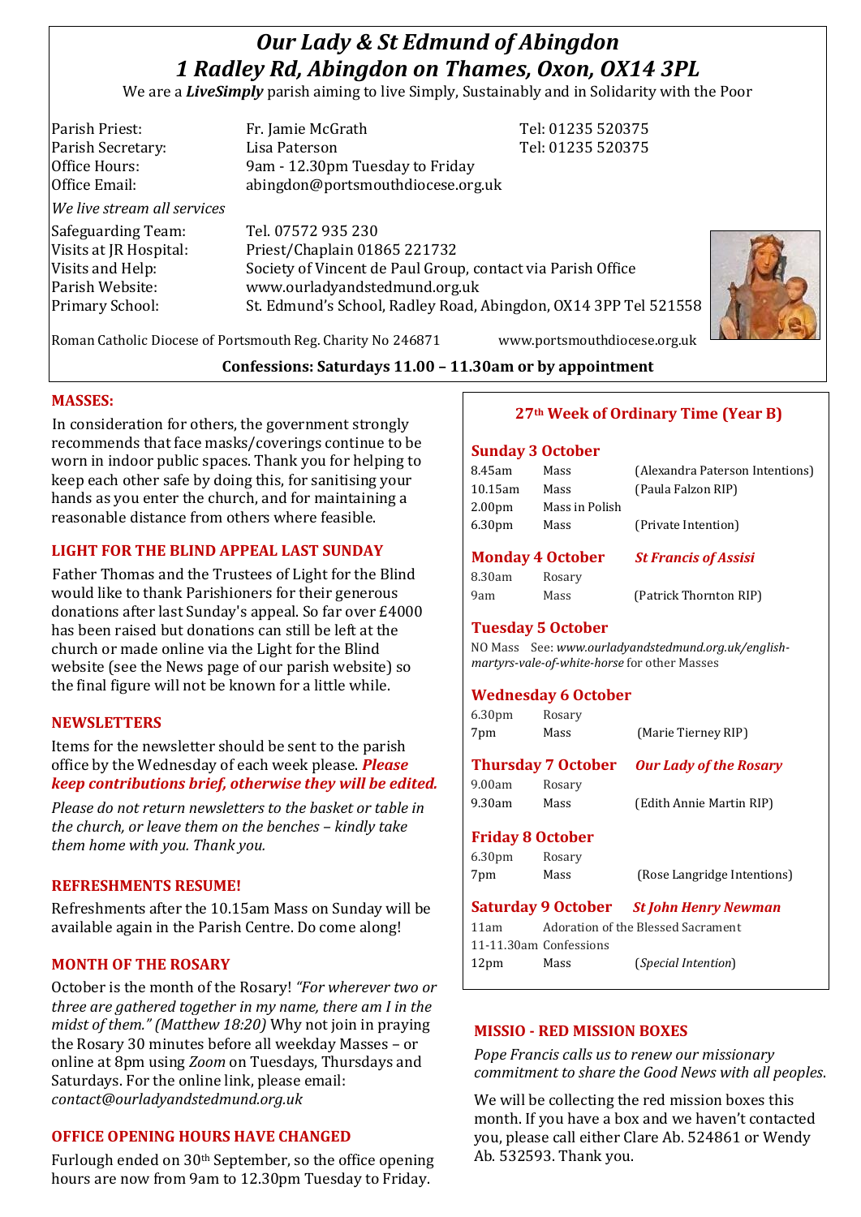# *Our Lady & St Edmund of Abingdon*
# *1 Radley Rd, Abingdon on Thames, Oxon, OX14 3PL*

We are a ***LiveSimply*** parish aiming to live Simply, Sustainably and in Solidarity with the Poor

| | | |
|---|---|---|
| Parish Priest: | Fr. Jamie McGrath | Tel: 01235 520375 |
| Parish Secretary: | Lisa Paterson | Tel: 01235 520375 |
| Office Hours: | 9am - 12.30pm Tuesday to Friday | |
| Office Email: | abingdon@portsmouthdiocese.org.uk | |

*We live stream all services*

| | |
|---|---|
| Safeguarding Team: | Tel. 07572 935 230 |
| Visits at JR Hospital: | Priest/Chaplain 01865 221732 |
| Visits and Help: | Society of Vincent de Paul Group, contact via Parish Office |
| Parish Website: | www.ourladyandstedmund.org.uk |
| Primary School: | St. Edmund's School, Radley Road, Abingdon, OX14 3PP Tel 521558 |

Roman Catholic Diocese of Portsmouth Reg. Charity No 246871 www.portsmouthdiocese.org.uk

**Confessions: Saturdays 11.00 – 11.30am or by appointment**

## MASSES:

In consideration for others, the government strongly recommends that face masks/coverings continue to be worn in indoor public spaces. Thank you for helping to keep each other safe by doing this, for sanitising your hands as you enter the church, and for maintaining a reasonable distance from others where feasible.

## LIGHT FOR THE BLIND APPEAL LAST SUNDAY

Father Thomas and the Trustees of Light for the Blind would like to thank Parishioners for their generous donations after last Sunday's appeal. So far over £4000 has been raised but donations can still be left at the church or made online via the Light for the Blind website (see the News page of our parish website) so the final figure will not be known for a little while.

## NEWSLETTERS

Items for the newsletter should be sent to the parish office by the Wednesday of each week please. ***Please keep contributions brief, otherwise they will be edited.***

*Please do not return newsletters to the basket or table in the church, or leave them on the benches – kindly take them home with you. Thank you.*

## REFRESHMENTS RESUME!

Refreshments after the 10.15am Mass on Sunday will be available again in the Parish Centre. Do come along!

## MONTH OF THE ROSARY

October is the month of the Rosary! *"For wherever two or three are gathered together in my name, there am I in the midst of them." (Matthew 18:20)* Why not join in praying the Rosary 30 minutes before all weekday Masses – or online at 8pm using *Zoom* on Tuesdays, Thursdays and Saturdays. For the online link, please email: *contact@ourladyandstedmund.org.uk*

## OFFICE OPENING HOURS HAVE CHANGED

Furlough ended on 30th September, so the office opening hours are now from 9am to 12.30pm Tuesday to Friday.

## 27th Week of Ordinary Time (Year B)

### Sunday 3 October

| | | |
|---|---|---|
| 8.45am | Mass | (Alexandra Paterson Intentions) |
| 10.15am | Mass | (Paula Falzon RIP) |
| 2.00pm | Mass in Polish | |
| 6.30pm | Mass | (Private Intention) |

### Monday 4 October — *St Francis of Assisi*

| | | |
|---|---|---|
| 8.30am | Rosary | |
| 9am | Mass | (Patrick Thornton RIP) |

### Tuesday 5 October

NO Mass See: *www.ourladyandstedmund.org.uk/english-martyrs-vale-of-white-horse* for other Masses

### Wednesday 6 October

| | | |
|---|---|---|
| 6.30pm | Rosary | |
| 7pm | Mass | (Marie Tierney RIP) |

### Thursday 7 October — *Our Lady of the Rosary*

| | | |
|---|---|---|
| 9.00am | Rosary | |
| 9.30am | Mass | (Edith Annie Martin RIP) |

### Friday 8 October

| | | |
|---|---|---|
| 6.30pm | Rosary | |
| 7pm | Mass | (Rose Langridge Intentions) |

### Saturday 9 October — *St John Henry Newman*

| | | |
|---|---|---|
| 11am | Adoration of the Blessed Sacrament | |
| 11-11.30am | Confessions | |
| 12pm | Mass | (*Special Intention*) |

## MISSIO - RED MISSION BOXES

*Pope Francis calls us to renew our missionary commitment to share the Good News with all peoples.*

We will be collecting the red mission boxes this month. If you have a box and we haven't contacted you, please call either Clare Ab. 524861 or Wendy Ab. 532593. Thank you.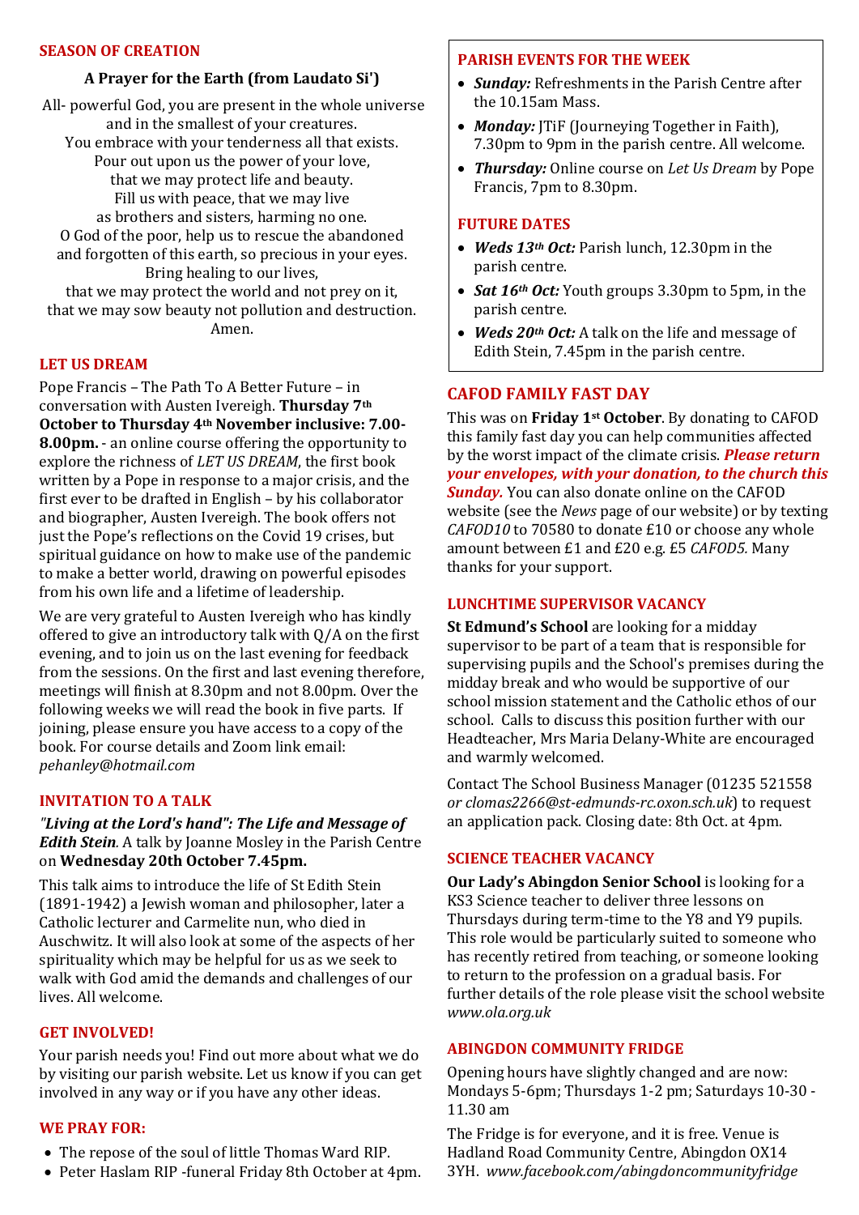## SEASON OF CREATION

### A Prayer for the Earth (from Laudato Si')

All- powerful God, you are present in the whole universe
and in the smallest of your creatures.
You embrace with your tenderness all that exists.
Pour out upon us the power of your love,
that we may protect life and beauty.
Fill us with peace, that we may live
as brothers and sisters, harming no one.
O God of the poor, help us to rescue the abandoned
and forgotten of this earth, so precious in your eyes.
Bring healing to our lives,
that we may protect the world and not prey on it,
that we may sow beauty not pollution and destruction.
Amen.

## LET US DREAM

Pope Francis – The Path To A Better Future – in conversation with Austen Ivereigh. **Thursday 7th October to Thursday 4th November inclusive: 7.00-8.00pm.** - an online course offering the opportunity to explore the richness of *LET US DREAM*, the first book written by a Pope in response to a major crisis, and the first ever to be drafted in English – by his collaborator and biographer, Austen Ivereigh. The book offers not just the Pope's reflections on the Covid 19 crises, but spiritual guidance on how to make use of the pandemic to make a better world, drawing on powerful episodes from his own life and a lifetime of leadership.

We are very grateful to Austen Ivereigh who has kindly offered to give an introductory talk with Q/A on the first evening, and to join us on the last evening for feedback from the sessions. On the first and last evening therefore, meetings will finish at 8.30pm and not 8.00pm. Over the following weeks we will read the book in five parts. If joining, please ensure you have access to a copy of the book. For course details and Zoom link email: *pehanley@hotmail.com*

## INVITATION TO A TALK

***"Living at the Lord's hand": The Life and Message of Edith Stein***. A talk by Joanne Mosley in the Parish Centre on **Wednesday 20th October 7.45pm.**

This talk aims to introduce the life of St Edith Stein (1891-1942) a Jewish woman and philosopher, later a Catholic lecturer and Carmelite nun, who died in Auschwitz. It will also look at some of the aspects of her spirituality which may be helpful for us as we seek to walk with God amid the demands and challenges of our lives. All welcome.

## GET INVOLVED!

Your parish needs you! Find out more about what we do by visiting our parish website. Let us know if you can get involved in any way or if you have any other ideas.

## WE PRAY FOR:

- The repose of the soul of little Thomas Ward RIP.
- Peter Haslam RIP -funeral Friday 8th October at 4pm.

## PARISH EVENTS FOR THE WEEK

- ***Sunday:*** Refreshments in the Parish Centre after the 10.15am Mass.
- ***Monday:*** JTiF (Journeying Together in Faith), 7.30pm to 9pm in the parish centre. All welcome.
- ***Thursday:*** Online course on *Let Us Dream* by Pope Francis, 7pm to 8.30pm.

## FUTURE DATES

- ***Weds 13th Oct:*** Parish lunch, 12.30pm in the parish centre.
- ***Sat 16th Oct:*** Youth groups 3.30pm to 5pm, in the parish centre.
- ***Weds 20th Oct:*** A talk on the life and message of Edith Stein, 7.45pm in the parish centre.

## CAFOD FAMILY FAST DAY

This was on **Friday 1st October**. By donating to CAFOD this family fast day you can help communities affected by the worst impact of the climate crisis. ***Please return your envelopes, with your donation, to the church this Sunday.*** You can also donate online on the CAFOD website (see the *News* page of our website) or by texting *CAFOD10* to 70580 to donate £10 or choose any whole amount between £1 and £20 e.g. £5 *CAFOD5.* Many thanks for your support.

## LUNCHTIME SUPERVISOR VACANCY

**St Edmund's School** are looking for a midday supervisor to be part of a team that is responsible for supervising pupils and the School's premises during the midday break and who would be supportive of our school mission statement and the Catholic ethos of our school. Calls to discuss this position further with our Headteacher, Mrs Maria Delany-White are encouraged and warmly welcomed.

Contact The School Business Manager (01235 521558 *or clomas2266@st-edmunds-rc.oxon.sch.uk*) to request an application pack. Closing date: 8th Oct. at 4pm.

## SCIENCE TEACHER VACANCY

**Our Lady's Abingdon Senior School** is looking for a KS3 Science teacher to deliver three lessons on Thursdays during term-time to the Y8 and Y9 pupils. This role would be particularly suited to someone who has recently retired from teaching, or someone looking to return to the profession on a gradual basis. For further details of the role please visit the school website *www.ola.org.uk*

## ABINGDON COMMUNITY FRIDGE

Opening hours have slightly changed and are now: Mondays 5-6pm; Thursdays 1-2 pm; Saturdays 10-30 - 11.30 am

The Fridge is for everyone, and it is free. Venue is Hadland Road Community Centre, Abingdon OX14 3YH. *www.facebook.com/abingdoncommunityfridge*